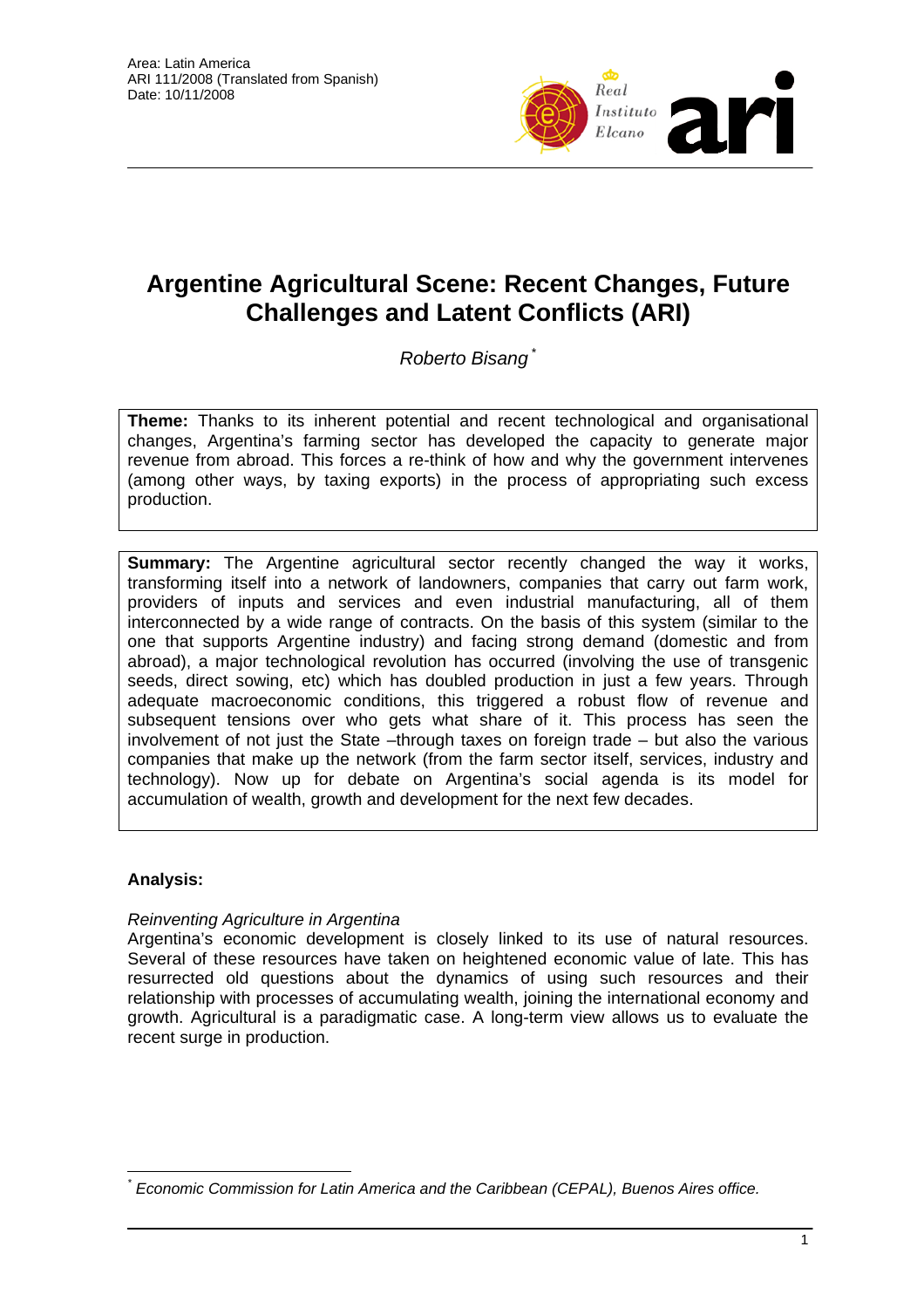Area: Latin America
ARI 111/2008 (Translated from Spanish)
Date: 10/11/2008

# Argentine Agricultural Scene: Recent Changes, Future Challenges and Latent Conflicts (ARI)

*Roberto Bisang* [*]

**Theme:** Thanks to its inherent potential and recent technological and organisational changes, Argentina's farming sector has developed the capacity to generate major revenue from abroad. This forces a re-think of how and why the government intervenes (among other ways, by taxing exports) in the process of appropriating such excess production.

**Summary:** The Argentine agricultural sector recently changed the way it works, transforming itself into a network of landowners, companies that carry out farm work, providers of inputs and services and even industrial manufacturing, all of them interconnected by a wide range of contracts. On the basis of this system (similar to the one that supports Argentine industry) and facing strong demand (domestic and from abroad), a major technological revolution has occurred (involving the use of transgenic seeds, direct sowing, etc) which has doubled production in just a few years. Through adequate macroeconomic conditions, this triggered a robust flow of revenue and subsequent tensions over who gets what share of it. This process has seen the involvement of not just the State –through taxes on foreign trade – but also the various companies that make up the network (from the farm sector itself, services, industry and technology). Now up for debate on Argentina's social agenda is its model for accumulation of wealth, growth and development for the next few decades.

**Analysis:**

*Reinventing Agriculture in Argentina*

Argentina's economic development is closely linked to its use of natural resources. Several of these resources have taken on heightened economic value of late. This has resurrected old questions about the dynamics of using such resources and their relationship with processes of accumulating wealth, joining the international economy and growth. Agricultural is a paradigmatic case. A long-term view allows us to evaluate the recent surge in production.

[*] *Economic Commission for Latin America and the Caribbean (CEPAL), Buenos Aires office.*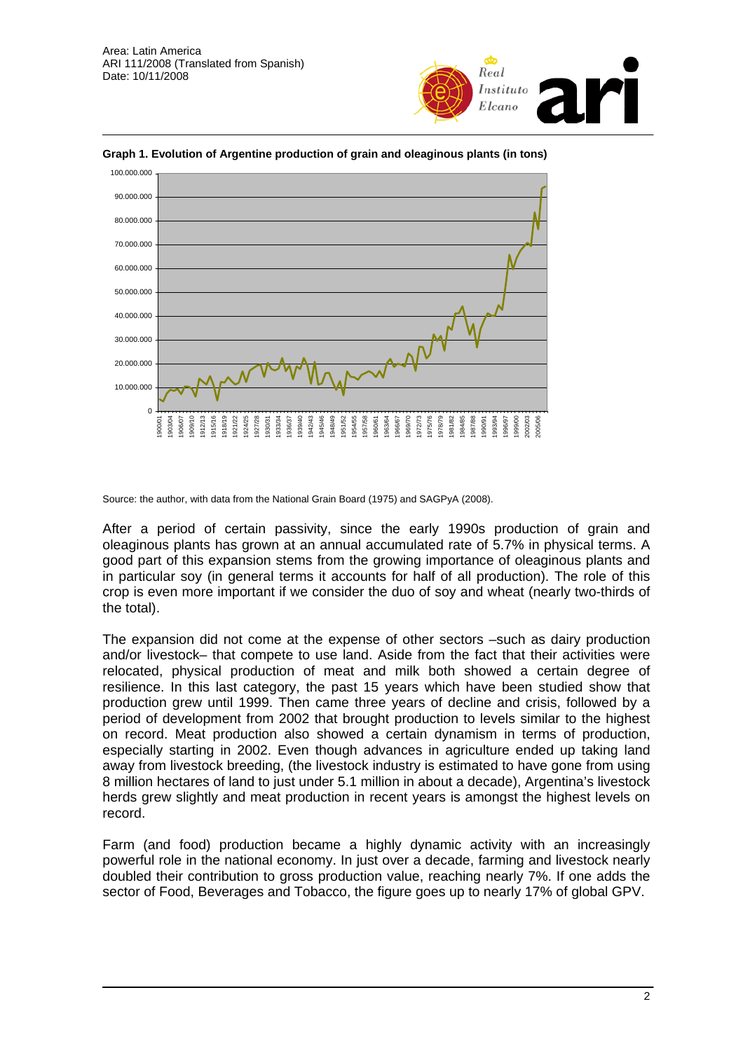**Graph 1. Evolution of Argentine production of grain and oleaginous plants (in tons)**

Source: the author, with data from the National Grain Board (1975) and SAGPyA (2008).

After a period of certain passivity, since the early 1990s production of grain and oleaginous plants has grown at an annual accumulated rate of 5.7% in physical terms. A good part of this expansion stems from the growing importance of oleaginous plants and in particular soy (in general terms it accounts for half of all production). The role of this crop is even more important if we consider the duo of soy and wheat (nearly two-thirds of the total).

The expansion did not come at the expense of other sectors –such as dairy production and/or livestock– that compete to use land. Aside from the fact that their activities were relocated, physical production of meat and milk both showed a certain degree of resilience. In this last category, the past 15 years which have been studied show that production grew until 1999. Then came three years of decline and crisis, followed by a period of development from 2002 that brought production to levels similar to the highest on record. Meat production also showed a certain dynamism in terms of production, especially starting in 2002. Even though advances in agriculture ended up taking land away from livestock breeding, (the livestock industry is estimated to have gone from using 8 million hectares of land to just under 5.1 million in about a decade), Argentina's livestock herds grew slightly and meat production in recent years is amongst the highest levels on record.

Farm (and food) production became a highly dynamic activity with an increasingly powerful role in the national economy. In just over a decade, farming and livestock nearly doubled their contribution to gross production value, reaching nearly 7%. If one adds the sector of Food, Beverages and Tobacco, the figure goes up to nearly 17% of global GPV.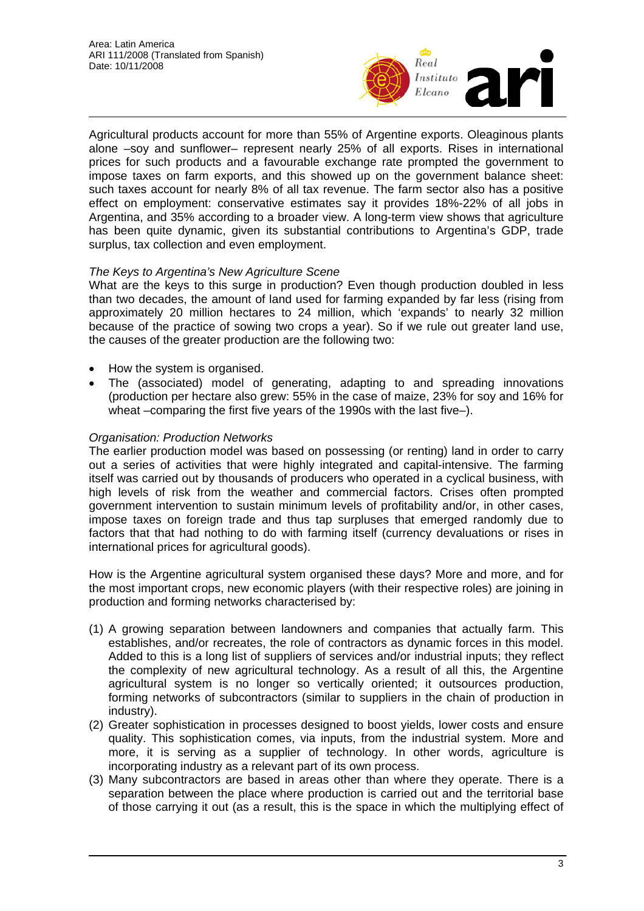Agricultural products account for more than 55% of Argentine exports. Oleaginous plants alone –soy and sunflower– represent nearly 25% of all exports. Rises in international prices for such products and a favourable exchange rate prompted the government to impose taxes on farm exports, and this showed up on the government balance sheet: such taxes account for nearly 8% of all tax revenue. The farm sector also has a positive effect on employment: conservative estimates say it provides 18%-22% of all jobs in Argentina, and 35% according to a broader view. A long-term view shows that agriculture has been quite dynamic, given its substantial contributions to Argentina's GDP, trade surplus, tax collection and even employment.

*The Keys to Argentina's New Agriculture Scene*

What are the keys to this surge in production? Even though production doubled in less than two decades, the amount of land used for farming expanded by far less (rising from approximately 20 million hectares to 24 million, which 'expands' to nearly 32 million because of the practice of sowing two crops a year). So if we rule out greater land use, the causes of the greater production are the following two:

- How the system is organised.
- The (associated) model of generating, adapting to and spreading innovations (production per hectare also grew: 55% in the case of maize, 23% for soy and 16% for wheat –comparing the first five years of the 1990s with the last five–).

*Organisation: Production Networks*

The earlier production model was based on possessing (or renting) land in order to carry out a series of activities that were highly integrated and capital-intensive. The farming itself was carried out by thousands of producers who operated in a cyclical business, with high levels of risk from the weather and commercial factors. Crises often prompted government intervention to sustain minimum levels of profitability and/or, in other cases, impose taxes on foreign trade and thus tap surpluses that emerged randomly due to factors that that had nothing to do with farming itself (currency devaluations or rises in international prices for agricultural goods).

How is the Argentine agricultural system organised these days? More and more, and for the most important crops, new economic players (with their respective roles) are joining in production and forming networks characterised by:

(1) A growing separation between landowners and companies that actually farm. This establishes, and/or recreates, the role of contractors as dynamic forces in this model. Added to this is a long list of suppliers of services and/or industrial inputs; they reflect the complexity of new agricultural technology. As a result of all this, the Argentine agricultural system is no longer so vertically oriented; it outsources production, forming networks of subcontractors (similar to suppliers in the chain of production in industry).
(2) Greater sophistication in processes designed to boost yields, lower costs and ensure quality. This sophistication comes, via inputs, from the industrial system. More and more, it is serving as a supplier of technology. In other words, agriculture is incorporating industry as a relevant part of its own process.
(3) Many subcontractors are based in areas other than where they operate. There is a separation between the place where production is carried out and the territorial base of those carrying it out (as a result, this is the space in which the multiplying effect of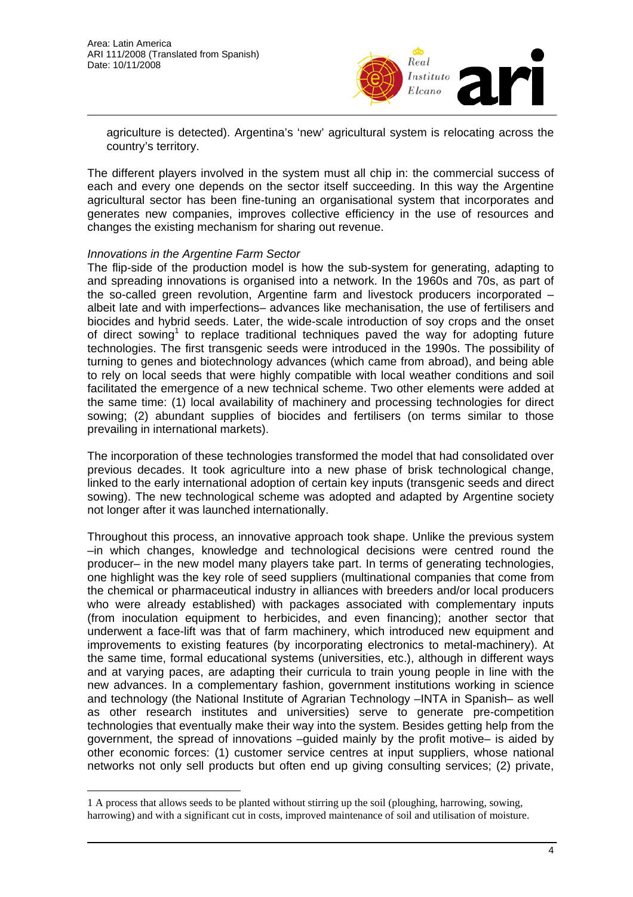agriculture is detected). Argentina's 'new' agricultural system is relocating across the country's territory.

The different players involved in the system must all chip in: the commercial success of each and every one depends on the sector itself succeeding. In this way the Argentine agricultural sector has been fine-tuning an organisational system that incorporates and generates new companies, improves collective efficiency in the use of resources and changes the existing mechanism for sharing out revenue.

*Innovations in the Argentine Farm Sector*

The flip-side of the production model is how the sub-system for generating, adapting to and spreading innovations is organised into a network. In the 1960s and 70s, as part of the so-called green revolution, Argentine farm and livestock producers incorporated –albeit late and with imperfections– advances like mechanisation, the use of fertilisers and biocides and hybrid seeds. Later, the wide-scale introduction of soy crops and the onset of direct sowing[1] to replace traditional techniques paved the way for adopting future technologies. The first transgenic seeds were introduced in the 1990s. The possibility of turning to genes and biotechnology advances (which came from abroad), and being able to rely on local seeds that were highly compatible with local weather conditions and soil facilitated the emergence of a new technical scheme. Two other elements were added at the same time: (1) local availability of machinery and processing technologies for direct sowing; (2) abundant supplies of biocides and fertilisers (on terms similar to those prevailing in international markets).

The incorporation of these technologies transformed the model that had consolidated over previous decades. It took agriculture into a new phase of brisk technological change, linked to the early international adoption of certain key inputs (transgenic seeds and direct sowing). The new technological scheme was adopted and adapted by Argentine society not longer after it was launched internationally.

Throughout this process, an innovative approach took shape. Unlike the previous system –in which changes, knowledge and technological decisions were centred round the producer– in the new model many players take part. In terms of generating technologies, one highlight was the key role of seed suppliers (multinational companies that come from the chemical or pharmaceutical industry in alliances with breeders and/or local producers who were already established) with packages associated with complementary inputs (from inoculation equipment to herbicides, and even financing); another sector that underwent a face-lift was that of farm machinery, which introduced new equipment and improvements to existing features (by incorporating electronics to metal-machinery). At the same time, formal educational systems (universities, etc.), although in different ways and at varying paces, are adapting their curricula to train young people in line with the new advances. In a complementary fashion, government institutions working in science and technology (the National Institute of Agrarian Technology –INTA in Spanish– as well as other research institutes and universities) serve to generate pre-competition technologies that eventually make their way into the system. Besides getting help from the government, the spread of innovations –guided mainly by the profit motive– is aided by other economic forces: (1) customer service centres at input suppliers, whose national networks not only sell products but often end up giving consulting services; (2) private,

---

1 A process that allows seeds to be planted without stirring up the soil (ploughing, harrowing, sowing, harrowing) and with a significant cut in costs, improved maintenance of soil and utilisation of moisture.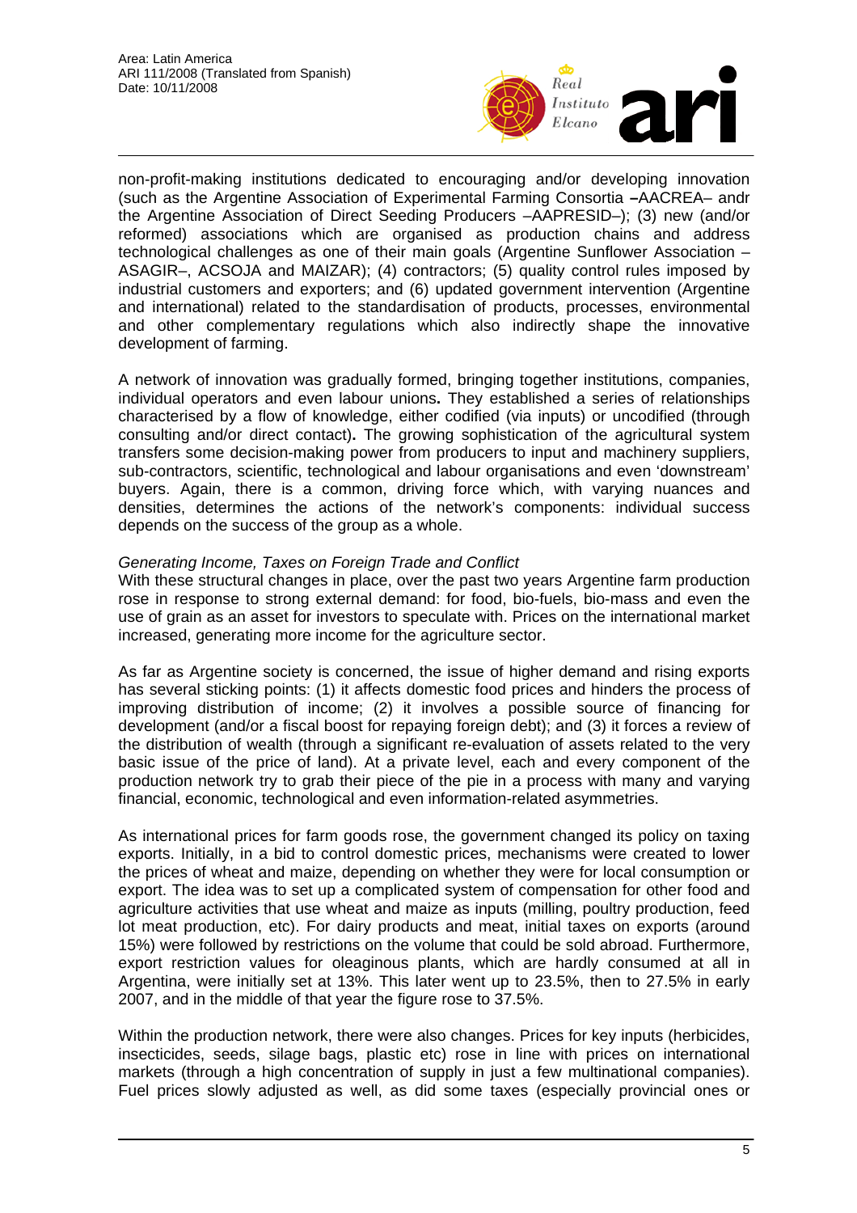non-profit-making institutions dedicated to encouraging and/or developing innovation (such as the Argentine Association of Experimental Farming Consortia –AACREA– andr the Argentine Association of Direct Seeding Producers –AAPRESID–); (3) new (and/or reformed) associations which are organised as production chains and address technological challenges as one of their main goals (Argentine Sunflower Association –ASAGIR–, ACSOJA and MAIZAR); (4) contractors; (5) quality control rules imposed by industrial customers and exporters; and (6) updated government intervention (Argentine and international) related to the standardisation of products, processes, environmental and other complementary regulations which also indirectly shape the innovative development of farming.

A network of innovation was gradually formed, bringing together institutions, companies, individual operators and even labour unions**.** They established a series of relationships characterised by a flow of knowledge, either codified (via inputs) or uncodified (through consulting and/or direct contact)**.** The growing sophistication of the agricultural system transfers some decision-making power from producers to input and machinery suppliers, sub-contractors, scientific, technological and labour organisations and even 'downstream' buyers. Again, there is a common, driving force which, with varying nuances and densities, determines the actions of the network's components: individual success depends on the success of the group as a whole.

*Generating Income, Taxes on Foreign Trade and Conflict*

With these structural changes in place, over the past two years Argentine farm production rose in response to strong external demand: for food, bio-fuels, bio-mass and even the use of grain as an asset for investors to speculate with. Prices on the international market increased, generating more income for the agriculture sector.

As far as Argentine society is concerned, the issue of higher demand and rising exports has several sticking points: (1) it affects domestic food prices and hinders the process of improving distribution of income; (2) it involves a possible source of financing for development (and/or a fiscal boost for repaying foreign debt); and (3) it forces a review of the distribution of wealth (through a significant re-evaluation of assets related to the very basic issue of the price of land). At a private level, each and every component of the production network try to grab their piece of the pie in a process with many and varying financial, economic, technological and even information-related asymmetries.

As international prices for farm goods rose, the government changed its policy on taxing exports. Initially, in a bid to control domestic prices, mechanisms were created to lower the prices of wheat and maize, depending on whether they were for local consumption or export. The idea was to set up a complicated system of compensation for other food and agriculture activities that use wheat and maize as inputs (milling, poultry production, feed lot meat production, etc). For dairy products and meat, initial taxes on exports (around 15%) were followed by restrictions on the volume that could be sold abroad. Furthermore, export restriction values for oleaginous plants, which are hardly consumed at all in Argentina, were initially set at 13%. This later went up to 23.5%, then to 27.5% in early 2007, and in the middle of that year the figure rose to 37.5%.

Within the production network, there were also changes. Prices for key inputs (herbicides, insecticides, seeds, silage bags, plastic etc) rose in line with prices on international markets (through a high concentration of supply in just a few multinational companies). Fuel prices slowly adjusted as well, as did some taxes (especially provincial ones or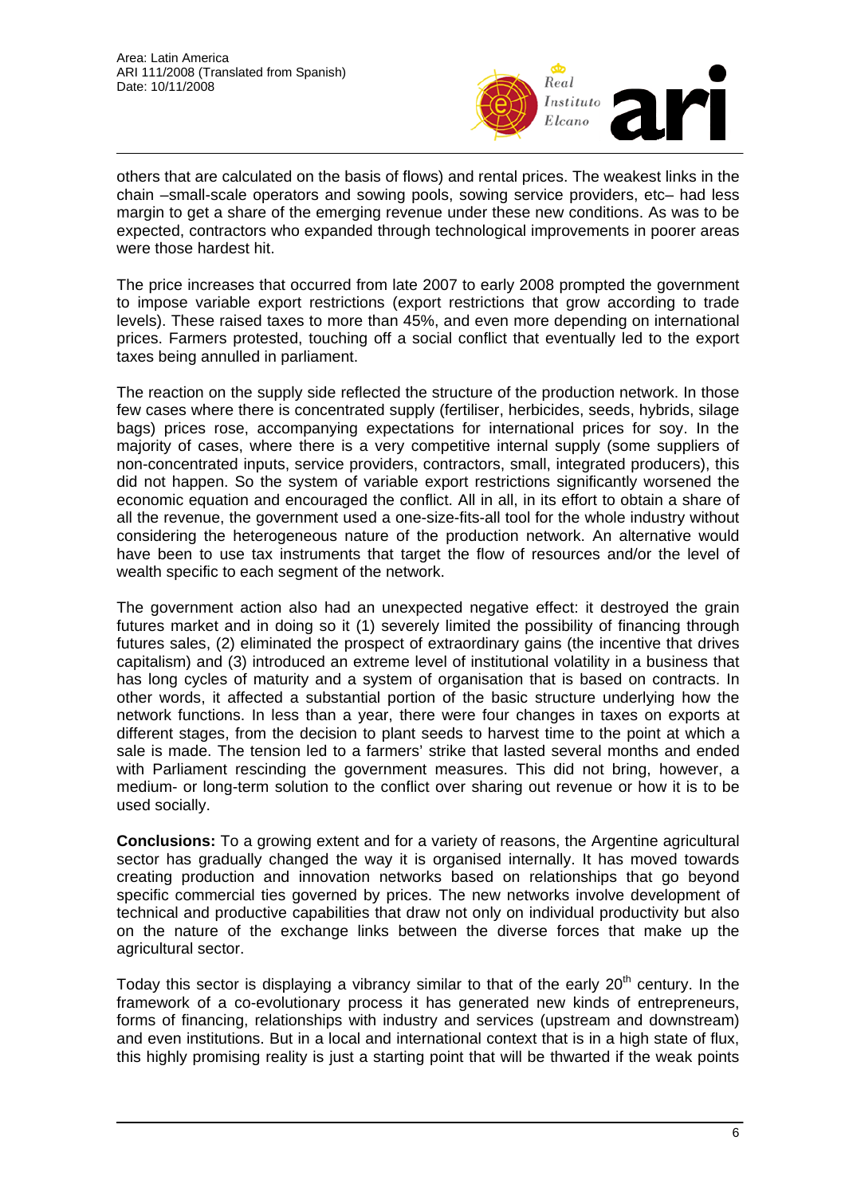others that are calculated on the basis of flows) and rental prices. The weakest links in the chain –small-scale operators and sowing pools, sowing service providers, etc– had less margin to get a share of the emerging revenue under these new conditions. As was to be expected, contractors who expanded through technological improvements in poorer areas were those hardest hit.

The price increases that occurred from late 2007 to early 2008 prompted the government to impose variable export restrictions (export restrictions that grow according to trade levels). These raised taxes to more than 45%, and even more depending on international prices. Farmers protested, touching off a social conflict that eventually led to the export taxes being annulled in parliament.

The reaction on the supply side reflected the structure of the production network. In those few cases where there is concentrated supply (fertiliser, herbicides, seeds, hybrids, silage bags) prices rose, accompanying expectations for international prices for soy. In the majority of cases, where there is a very competitive internal supply (some suppliers of non-concentrated inputs, service providers, contractors, small, integrated producers), this did not happen. So the system of variable export restrictions significantly worsened the economic equation and encouraged the conflict. All in all, in its effort to obtain a share of all the revenue, the government used a one-size-fits-all tool for the whole industry without considering the heterogeneous nature of the production network. An alternative would have been to use tax instruments that target the flow of resources and/or the level of wealth specific to each segment of the network.

The government action also had an unexpected negative effect: it destroyed the grain futures market and in doing so it (1) severely limited the possibility of financing through futures sales, (2) eliminated the prospect of extraordinary gains (the incentive that drives capitalism) and (3) introduced an extreme level of institutional volatility in a business that has long cycles of maturity and a system of organisation that is based on contracts. In other words, it affected a substantial portion of the basic structure underlying how the network functions. In less than a year, there were four changes in taxes on exports at different stages, from the decision to plant seeds to harvest time to the point at which a sale is made. The tension led to a farmers' strike that lasted several months and ended with Parliament rescinding the government measures. This did not bring, however, a medium- or long-term solution to the conflict over sharing out revenue or how it is to be used socially.

**Conclusions:** To a growing extent and for a variety of reasons, the Argentine agricultural sector has gradually changed the way it is organised internally. It has moved towards creating production and innovation networks based on relationships that go beyond specific commercial ties governed by prices. The new networks involve development of technical and productive capabilities that draw not only on individual productivity but also on the nature of the exchange links between the diverse forces that make up the agricultural sector.

Today this sector is displaying a vibrancy similar to that of the early 20th century. In the framework of a co-evolutionary process it has generated new kinds of entrepreneurs, forms of financing, relationships with industry and services (upstream and downstream) and even institutions. But in a local and international context that is in a high state of flux, this highly promising reality is just a starting point that will be thwarted if the weak points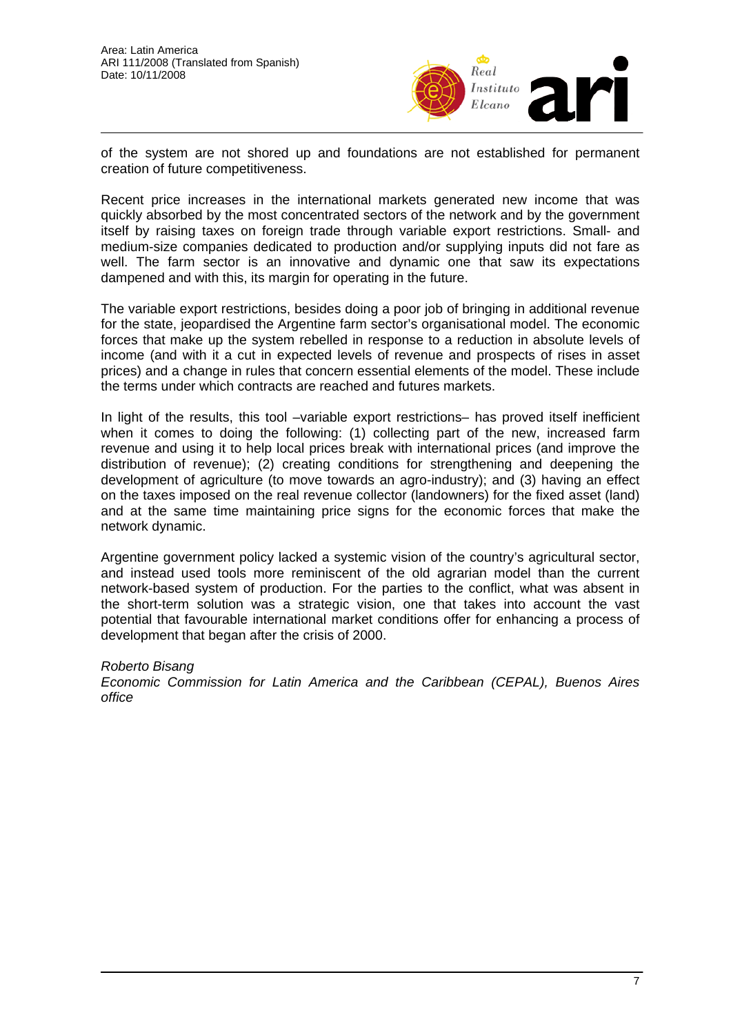of the system are not shored up and foundations are not established for permanent creation of future competitiveness.

Recent price increases in the international markets generated new income that was quickly absorbed by the most concentrated sectors of the network and by the government itself by raising taxes on foreign trade through variable export restrictions. Small- and medium-size companies dedicated to production and/or supplying inputs did not fare as well. The farm sector is an innovative and dynamic one that saw its expectations dampened and with this, its margin for operating in the future.

The variable export restrictions, besides doing a poor job of bringing in additional revenue for the state, jeopardised the Argentine farm sector's organisational model. The economic forces that make up the system rebelled in response to a reduction in absolute levels of income (and with it a cut in expected levels of revenue and prospects of rises in asset prices) and a change in rules that concern essential elements of the model. These include the terms under which contracts are reached and futures markets.

In light of the results, this tool –variable export restrictions– has proved itself inefficient when it comes to doing the following: (1) collecting part of the new, increased farm revenue and using it to help local prices break with international prices (and improve the distribution of revenue); (2) creating conditions for strengthening and deepening the development of agriculture (to move towards an agro-industry); and (3) having an effect on the taxes imposed on the real revenue collector (landowners) for the fixed asset (land) and at the same time maintaining price signs for the economic forces that make the network dynamic.

Argentine government policy lacked a systemic vision of the country's agricultural sector, and instead used tools more reminiscent of the old agrarian model than the current network-based system of production. For the parties to the conflict, what was absent in the short-term solution was a strategic vision, one that takes into account the vast potential that favourable international market conditions offer for enhancing a process of development that began after the crisis of 2000.

*Roberto Bisang*
*Economic Commission for Latin America and the Caribbean (CEPAL), Buenos Aires office*